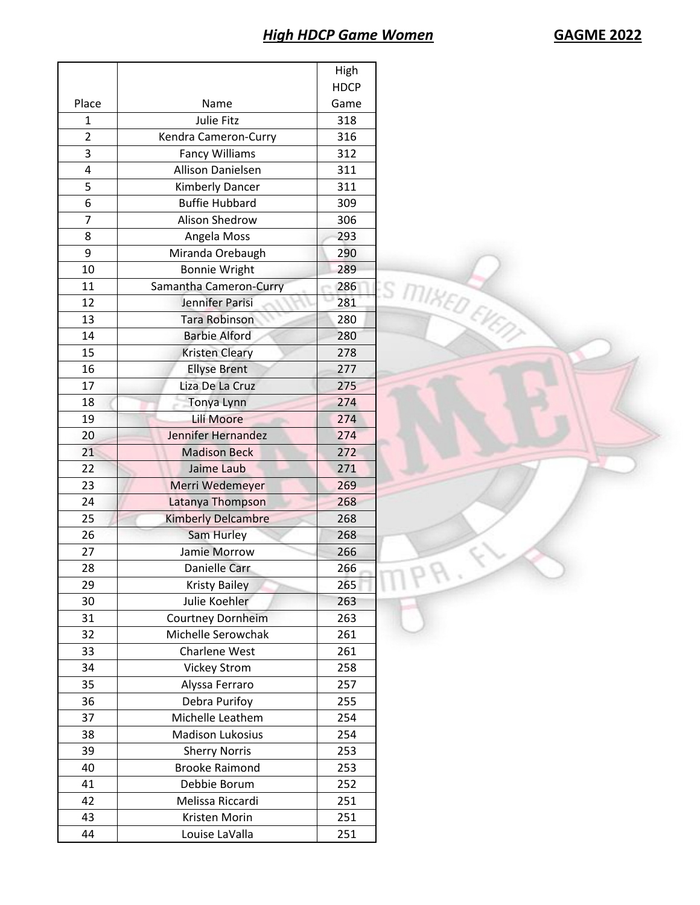## ***High HDCP Game Women***

**GAGME 2022**

| Place | Name | High HDCP Game |
|---|---|---|
| 1 | Julie Fitz | 318 |
| 2 | Kendra Cameron-Curry | 316 |
| 3 | Fancy Williams | 312 |
| 4 | Allison Danielsen | 311 |
| 5 | Kimberly Dancer | 311 |
| 6 | Buffie Hubbard | 309 |
| 7 | Alison Shedrow | 306 |
| 8 | Angela Moss | 293 |
| 9 | Miranda Orebaugh | 290 |
| 10 | Bonnie Wright | 289 |
| 11 | Samantha Cameron-Curry | 286 |
| 12 | Jennifer Parisi | 281 |
| 13 | Tara Robinson | 280 |
| 14 | Barbie Alford | 280 |
| 15 | Kristen Cleary | 278 |
| 16 | Ellyse Brent | 277 |
| 17 | Liza De La Cruz | 275 |
| 18 | Tonya Lynn | 274 |
| 19 | Lili Moore | 274 |
| 20 | Jennifer Hernandez | 274 |
| 21 | Madison Beck | 272 |
| 22 | Jaime Laub | 271 |
| 23 | Merri Wedemeyer | 269 |
| 24 | Latanya Thompson | 268 |
| 25 | Kimberly Delcambre | 268 |
| 26 | Sam Hurley | 268 |
| 27 | Jamie Morrow | 266 |
| 28 | Danielle Carr | 266 |
| 29 | Kristy Bailey | 265 |
| 30 | Julie Koehler | 263 |
| 31 | Courtney Dornheim | 263 |
| 32 | Michelle Serowchak | 261 |
| 33 | Charlene West | 261 |
| 34 | Vickey Strom | 258 |
| 35 | Alyssa Ferraro | 257 |
| 36 | Debra Purifoy | 255 |
| 37 | Michelle Leathem | 254 |
| 38 | Madison Lukosius | 254 |
| 39 | Sherry Norris | 253 |
| 40 | Brooke Raimond | 253 |
| 41 | Debbie Borum | 252 |
| 42 | Melissa Riccardi | 251 |
| 43 | Kristen Morin | 251 |
| 44 | Louise LaValla | 251 |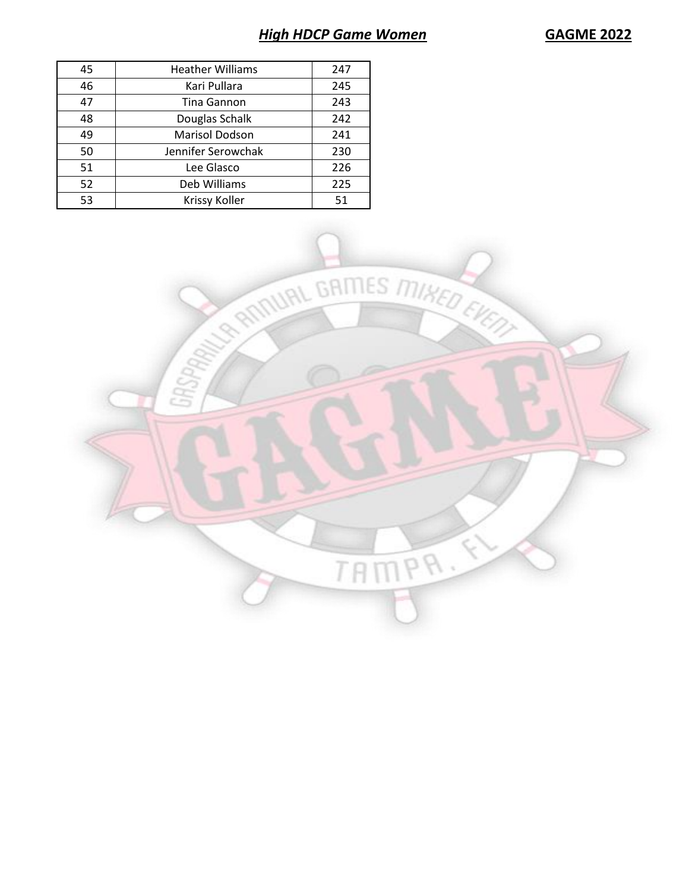## ***High HDCP Game Women*** **GAGME 2022**

| | | |
|---|---|---|
| 45 | Heather Williams | 247 |
| 46 | Kari Pullara | 245 |
| 47 | Tina Gannon | 243 |
| 48 | Douglas Schalk | 242 |
| 49 | Marisol Dodson | 241 |
| 50 | Jennifer Serowchak | 230 |
| 51 | Lee Glasco | 226 |
| 52 | Deb Williams | 225 |
| 53 | Krissy Koller | 51 |